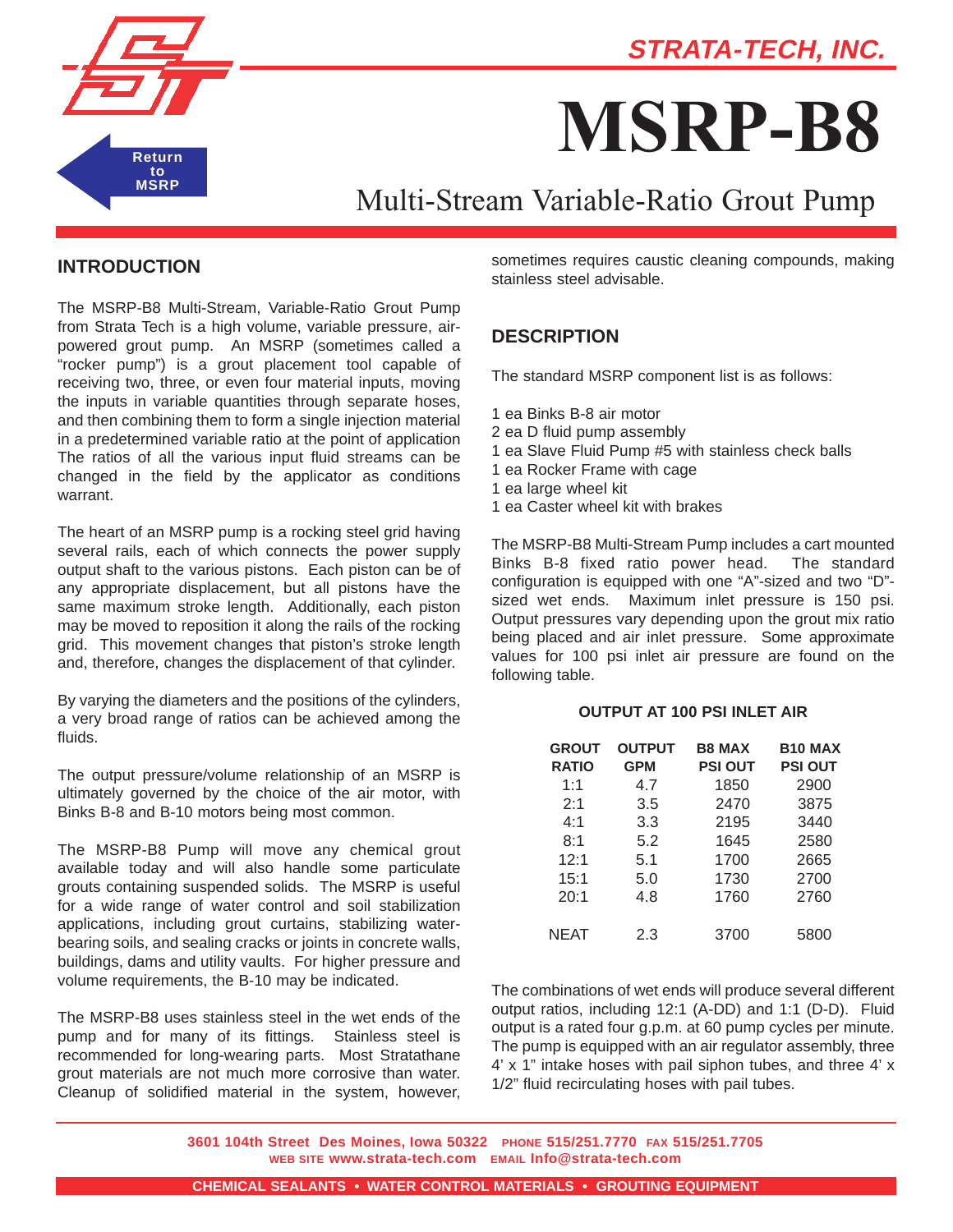**STRATA-TECH, INC.**

Return to MSRP

# MSRP-B8

## Multi-Stream Variable-Ratio Grout Pump

### INTRODUCTION

The MSRP-B8 Multi-Stream, Variable-Ratio Grout Pump from Strata Tech is a high volume, variable pressure, air-powered grout pump. An MSRP (sometimes called a "rocker pump") is a grout placement tool capable of receiving two, three, or even four material inputs, moving the inputs in variable quantities through separate hoses, and then combining them to form a single injection material in a predetermined variable ratio at the point of application The ratios of all the various input fluid streams can be changed in the field by the applicator as conditions warrant.

The heart of an MSRP pump is a rocking steel grid having several rails, each of which connects the power supply output shaft to the various pistons. Each piston can be of any appropriate displacement, but all pistons have the same maximum stroke length. Additionally, each piston may be moved to reposition it along the rails of the rocking grid. This movement changes that piston's stroke length and, therefore, changes the displacement of that cylinder.

By varying the diameters and the positions of the cylinders, a very broad range of ratios can be achieved among the fluids.

The output pressure/volume relationship of an MSRP is ultimately governed by the choice of the air motor, with Binks B-8 and B-10 motors being most common.

The MSRP-B8 Pump will move any chemical grout available today and will also handle some particulate grouts containing suspended solids. The MSRP is useful for a wide range of water control and soil stabilization applications, including grout curtains, stabilizing water-bearing soils, and sealing cracks or joints in concrete walls, buildings, dams and utility vaults. For higher pressure and volume requirements, the B-10 may be indicated.

The MSRP-B8 uses stainless steel in the wet ends of the pump and for many of its fittings. Stainless steel is recommended for long-wearing parts. Most Stratathane grout materials are not much more corrosive than water. Cleanup of solidified material in the system, however, sometimes requires caustic cleaning compounds, making stainless steel advisable.

### DESCRIPTION

The standard MSRP component list is as follows:

1 ea Binks B-8 air motor
2 ea D fluid pump assembly
1 ea Slave Fluid Pump #5 with stainless check balls
1 ea Rocker Frame with cage
1 ea large wheel kit
1 ea Caster wheel kit with brakes

The MSRP-B8 Multi-Stream Pump includes a cart mounted Binks B-8 fixed ratio power head. The standard configuration is equipped with one "A"-sized and two "D"-sized wet ends. Maximum inlet pressure is 150 psi. Output pressures vary depending upon the grout mix ratio being placed and air inlet pressure. Some approximate values for 100 psi inlet air pressure are found on the following table.

**OUTPUT AT 100 PSI INLET AIR**

| GROUT RATIO | OUTPUT GPM | B8 MAX PSI OUT | B10 MAX PSI OUT |
|---|---|---|---|
| 1:1 | 4.7 | 1850 | 2900 |
| 2:1 | 3.5 | 2470 | 3875 |
| 4:1 | 3.3 | 2195 | 3440 |
| 8:1 | 5.2 | 1645 | 2580 |
| 12:1 | 5.1 | 1700 | 2665 |
| 15:1 | 5.0 | 1730 | 2700 |
| 20:1 | 4.8 | 1760 | 2760 |
| NEAT | 2.3 | 3700 | 5800 |

The combinations of wet ends will produce several different output ratios, including 12:1 (A-DD) and 1:1 (D-D). Fluid output is a rated four g.p.m. at 60 pump cycles per minute. The pump is equipped with an air regulator assembly, three 4' x 1" intake hoses with pail siphon tubes, and three 4' x 1/2" fluid recirculating hoses with pail tubes.

3601 104th Street Des Moines, Iowa 50322 PHONE 515/251.7770 FAX 515/251.7705
WEB SITE www.strata-tech.com EMAIL Info@strata-tech.com

CHEMICAL SEALANTS • WATER CONTROL MATERIALS • GROUTING EQUIPMENT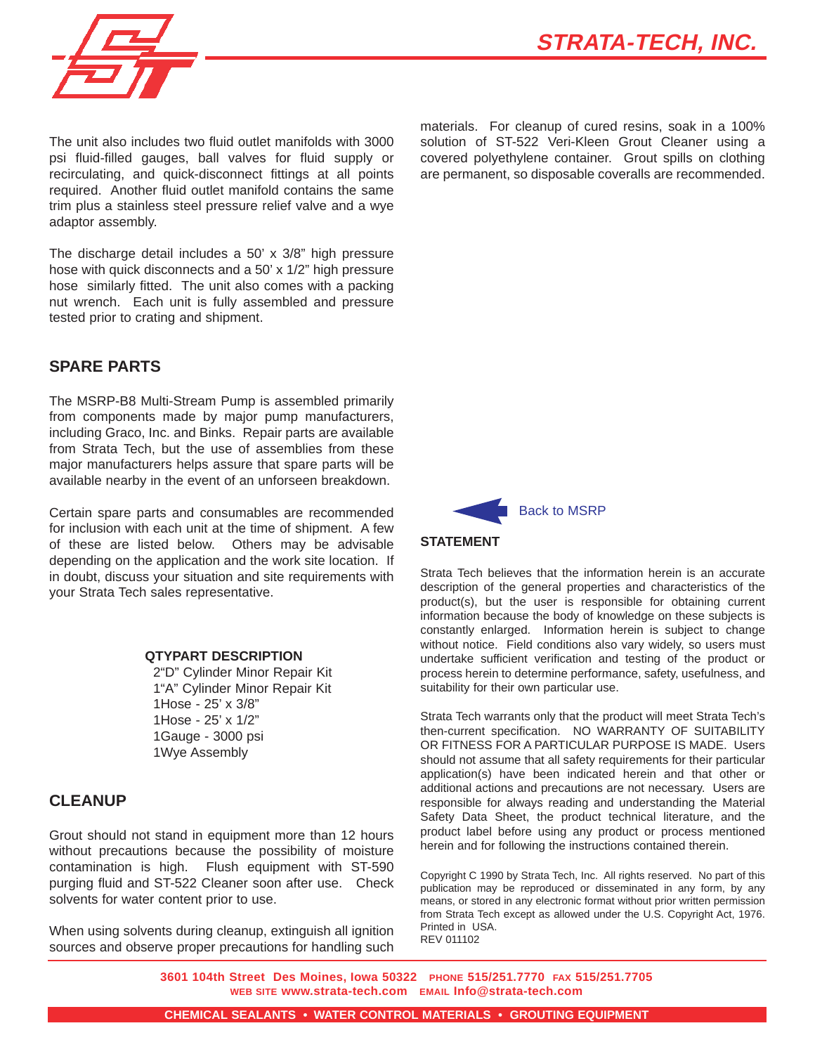The unit also includes two fluid outlet manifolds with 3000 psi fluid-filled gauges, ball valves for fluid supply or recirculating, and quick-disconnect fittings at all points required. Another fluid outlet manifold contains the same trim plus a stainless steel pressure relief valve and a wye adaptor assembly.

The discharge detail includes a 50' x 3/8" high pressure hose with quick disconnects and a 50' x 1/2" high pressure hose similarly fitted. The unit also comes with a packing nut wrench. Each unit is fully assembled and pressure tested prior to crating and shipment.

## SPARE PARTS

The MSRP-B8 Multi-Stream Pump is assembled primarily from components made by major pump manufacturers, including Graco, Inc. and Binks. Repair parts are available from Strata Tech, but the use of assemblies from these major manufacturers helps assure that spare parts will be available nearby in the event of an unforseen breakdown.

Certain spare parts and consumables are recommended for inclusion with each unit at the time of shipment. A few of these are listed below. Others may be advisable depending on the application and the work site location. If in doubt, discuss your situation and site requirements with your Strata Tech sales representative.

| QTY | PART DESCRIPTION |
| --- | --- |
| 2 | "D" Cylinder Minor Repair Kit |
| 1 | "A" Cylinder Minor Repair Kit |
| 1 | Hose - 25' x 3/8" |
| 1 | Hose - 25' x 1/2" |
| 1 | Gauge - 3000 psi |
| 1 | Wye Assembly |

## CLEANUP

Grout should not stand in equipment more than 12 hours without precautions because the possibility of moisture contamination is high. Flush equipment with ST-590 purging fluid and ST-522 Cleaner soon after use. Check solvents for water content prior to use.

When using solvents during cleanup, extinguish all ignition sources and observe proper precautions for handling such materials. For cleanup of cured resins, soak in a 100% solution of ST-522 Veri-Kleen Grout Cleaner using a covered polyethylene container. Grout spills on clothing are permanent, so disposable coveralls are recommended.

Back to MSRP

### STATEMENT

Strata Tech believes that the information herein is an accurate description of the general properties and characteristics of the product(s), but the user is responsible for obtaining current information because the body of knowledge on these subjects is constantly enlarged. Information herein is subject to change without notice. Field conditions also vary widely, so users must undertake sufficient verification and testing of the product or process herein to determine performance, safety, usefulness, and suitability for their own particular use.

Strata Tech warrants only that the product will meet Strata Tech's then-current specification. NO WARRANTY OF SUITABILITY OR FITNESS FOR A PARTICULAR PURPOSE IS MADE. Users should not assume that all safety requirements for their particular application(s) have been indicated herein and that other or additional actions and precautions are not necessary. Users are responsible for always reading and understanding the Material Safety Data Sheet, the product technical literature, and the product label before using any product or process mentioned herein and for following the instructions contained therein.

Copyright C 1990 by Strata Tech, Inc. All rights reserved. No part of this publication may be reproduced or disseminated in any form, by any means, or stored in any electronic format without prior written permission from Strata Tech except as allowed under the U.S. Copyright Act, 1976. Printed in USA.
REV 011102

**3601 104th Street Des Moines, Iowa 50322 PHONE 515/251.7770 FAX 515/251.7705**
**WEB SITE www.strata-tech.com EMAIL Info@strata-tech.com**

**CHEMICAL SEALANTS • WATER CONTROL MATERIALS • GROUTING EQUIPMENT**